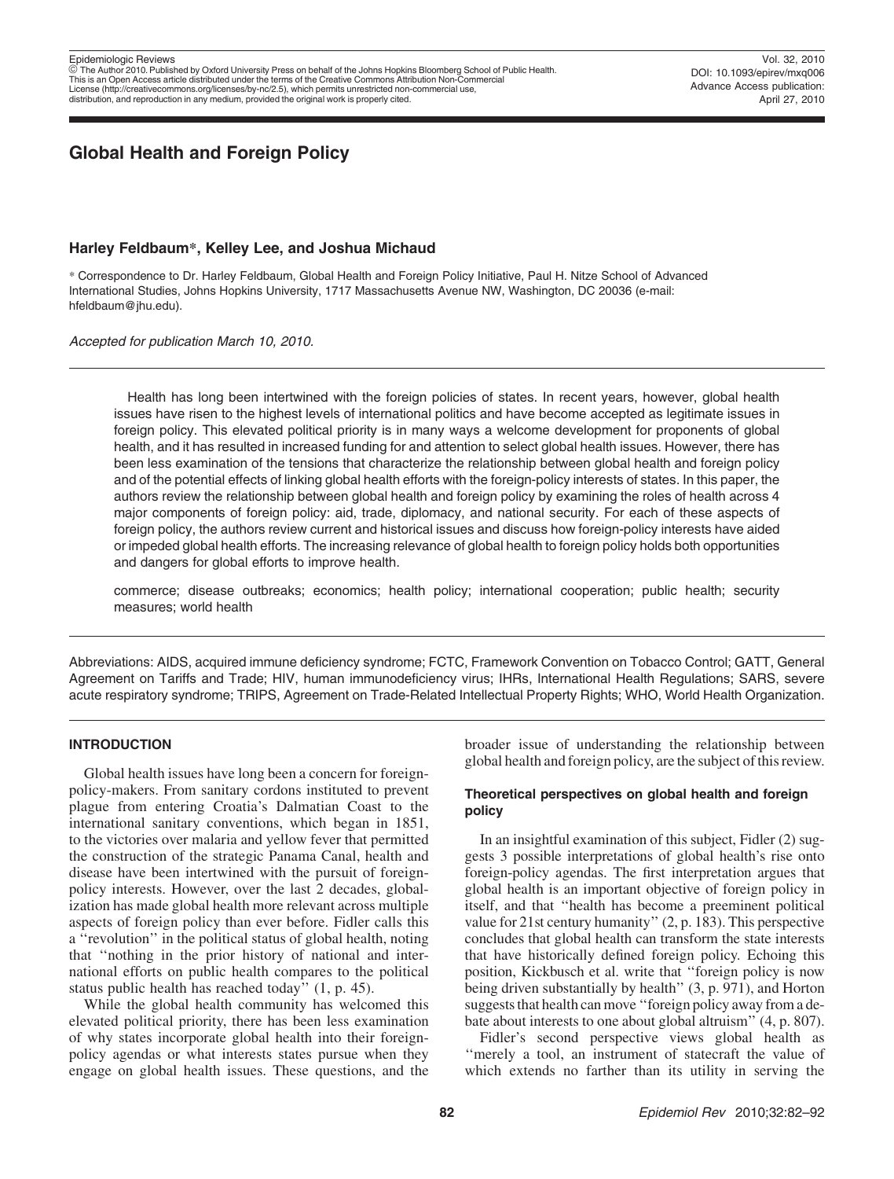# Global Health and Foreign Policy

## Harley Feldbaum*, Kelley Lee, and Joshua Michaud

* Correspondence to Dr. Harley Feldbaum, Global Health and Foreign Policy Initiative, Paul H. Nitze School of Advanced International Studies, Johns Hopkins University, 1717 Massachusetts Avenue NW, Washington, DC 20036 (e-mail: hfeldbaum@jhu.edu).

*Accepted for publication March 10, 2010.*

Health has long been intertwined with the foreign policies of states. In recent years, however, global health issues have risen to the highest levels of international politics and have become accepted as legitimate issues in foreign policy. This elevated political priority is in many ways a welcome development for proponents of global health, and it has resulted in increased funding for and attention to select global health issues. However, there has been less examination of the tensions that characterize the relationship between global health and foreign policy and of the potential effects of linking global health efforts with the foreign-policy interests of states. In this paper, the authors review the relationship between global health and foreign policy by examining the roles of health across 4 major components of foreign policy: aid, trade, diplomacy, and national security. For each of these aspects of foreign policy, the authors review current and historical issues and discuss how foreign-policy interests have aided or impeded global health efforts. The increasing relevance of global health to foreign policy holds both opportunities and dangers for global efforts to improve health.

commerce; disease outbreaks; economics; health policy; international cooperation; public health; security measures; world health

Abbreviations: AIDS, acquired immune deficiency syndrome; FCTC, Framework Convention on Tobacco Control; GATT, General Agreement on Tariffs and Trade; HIV, human immunodeficiency virus; IHRs, International Health Regulations; SARS, severe acute respiratory syndrome; TRIPS, Agreement on Trade-Related Intellectual Property Rights; WHO, World Health Organization.

## INTRODUCTION

Global health issues have long been a concern for foreign-policy-makers. From sanitary cordons instituted to prevent plague from entering Croatia's Dalmatian Coast to the international sanitary conventions, which began in 1851, to the victories over malaria and yellow fever that permitted the construction of the strategic Panama Canal, health and disease have been intertwined with the pursuit of foreign-policy interests. However, over the last 2 decades, globalization has made global health more relevant across multiple aspects of foreign policy than ever before. Fidler calls this a ''revolution'' in the political status of global health, noting that ''nothing in the prior history of national and international efforts on public health compares to the political status public health has reached today'' (1, p. 45).

While the global health community has welcomed this elevated political priority, there has been less examination of why states incorporate global health into their foreign-policy agendas or what interests states pursue when they engage on global health issues. These questions, and the broader issue of understanding the relationship between global health and foreign policy, are the subject of this review.

### Theoretical perspectives on global health and foreign policy

In an insightful examination of this subject, Fidler (2) suggests 3 possible interpretations of global health's rise onto foreign-policy agendas. The first interpretation argues that global health is an important objective of foreign policy in itself, and that ''health has become a preeminent political value for 21st century humanity'' (2, p. 183). This perspective concludes that global health can transform the state interests that have historically defined foreign policy. Echoing this position, Kickbusch et al. write that ''foreign policy is now being driven substantially by health'' (3, p. 971), and Horton suggests that health can move ''foreign policy away from a debate about interests to one about global altruism'' (4, p. 807).

Fidler's second perspective views global health as ''merely a tool, an instrument of statecraft the value of which extends no farther than its utility in serving the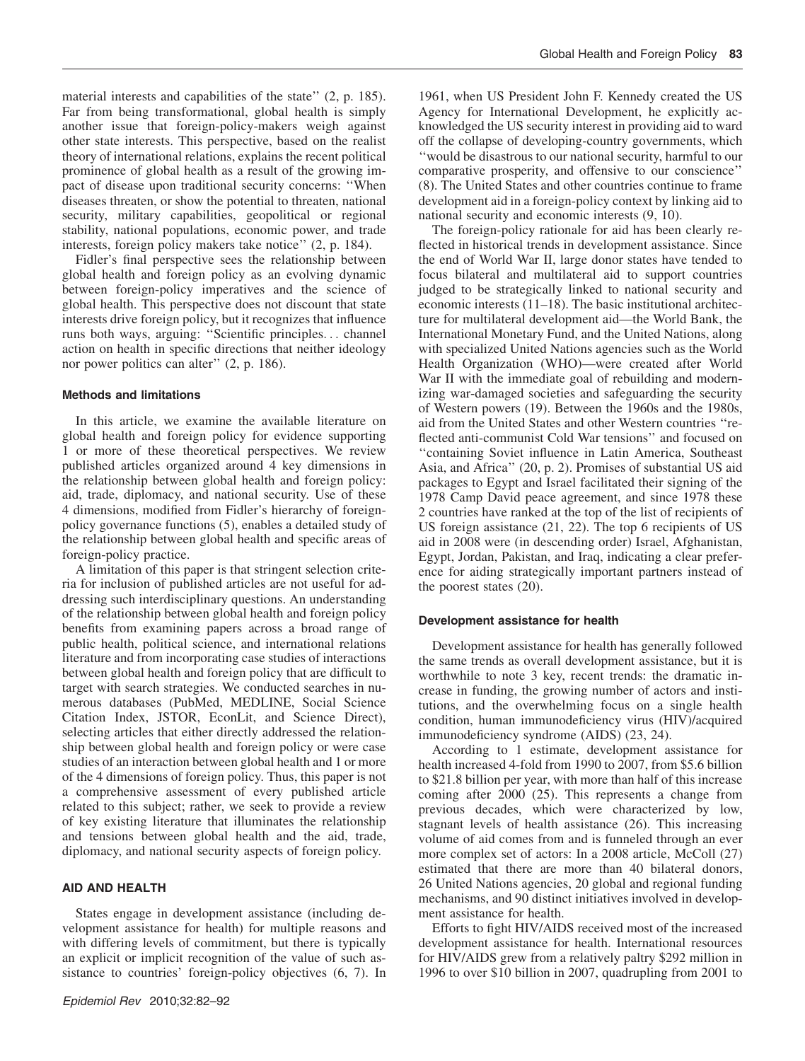material interests and capabilities of the state'' (2, p. 185). Far from being transformational, global health is simply another issue that foreign-policy-makers weigh against other state interests. This perspective, based on the realist theory of international relations, explains the recent political prominence of global health as a result of the growing impact of disease upon traditional security concerns: ''When diseases threaten, or show the potential to threaten, national security, military capabilities, geopolitical or regional stability, national populations, economic power, and trade interests, foreign policy makers take notice'' (2, p. 184).

Fidler's final perspective sees the relationship between global health and foreign policy as an evolving dynamic between foreign-policy imperatives and the science of global health. This perspective does not discount that state interests drive foreign policy, but it recognizes that influence runs both ways, arguing: ''Scientific principles. . . channel action on health in specific directions that neither ideology nor power politics can alter'' (2, p. 186).

#### Methods and limitations

In this article, we examine the available literature on global health and foreign policy for evidence supporting 1 or more of these theoretical perspectives. We review published articles organized around 4 key dimensions in the relationship between global health and foreign policy: aid, trade, diplomacy, and national security. Use of these 4 dimensions, modified from Fidler's hierarchy of foreign-policy governance functions (5), enables a detailed study of the relationship between global health and specific areas of foreign-policy practice.

A limitation of this paper is that stringent selection criteria for inclusion of published articles are not useful for addressing such interdisciplinary questions. An understanding of the relationship between global health and foreign policy benefits from examining papers across a broad range of public health, political science, and international relations literature and from incorporating case studies of interactions between global health and foreign policy that are difficult to target with search strategies. We conducted searches in numerous databases (PubMed, MEDLINE, Social Science Citation Index, JSTOR, EconLit, and Science Direct), selecting articles that either directly addressed the relationship between global health and foreign policy or were case studies of an interaction between global health and 1 or more of the 4 dimensions of foreign policy. Thus, this paper is not a comprehensive assessment of every published article related to this subject; rather, we seek to provide a review of key existing literature that illuminates the relationship and tensions between global health and the aid, trade, diplomacy, and national security aspects of foreign policy.

### AID AND HEALTH

States engage in development assistance (including development assistance for health) for multiple reasons and with differing levels of commitment, but there is typically an explicit or implicit recognition of the value of such assistance to countries' foreign-policy objectives (6, 7). In 1961, when US President John F. Kennedy created the US Agency for International Development, he explicitly acknowledged the US security interest in providing aid to ward off the collapse of developing-country governments, which ''would be disastrous to our national security, harmful to our comparative prosperity, and offensive to our conscience'' (8). The United States and other countries continue to frame development aid in a foreign-policy context by linking aid to national security and economic interests (9, 10).

The foreign-policy rationale for aid has been clearly reflected in historical trends in development assistance. Since the end of World War II, large donor states have tended to focus bilateral and multilateral aid to support countries judged to be strategically linked to national security and economic interests (11–18). The basic institutional architecture for multilateral development aid—the World Bank, the International Monetary Fund, and the United Nations, along with specialized United Nations agencies such as the World Health Organization (WHO)—were created after World War II with the immediate goal of rebuilding and modernizing war-damaged societies and safeguarding the security of Western powers (19). Between the 1960s and the 1980s, aid from the United States and other Western countries ''reflected anti-communist Cold War tensions'' and focused on ''containing Soviet influence in Latin America, Southeast Asia, and Africa'' (20, p. 2). Promises of substantial US aid packages to Egypt and Israel facilitated their signing of the 1978 Camp David peace agreement, and since 1978 these 2 countries have ranked at the top of the list of recipients of US foreign assistance (21, 22). The top 6 recipients of US aid in 2008 were (in descending order) Israel, Afghanistan, Egypt, Jordan, Pakistan, and Iraq, indicating a clear preference for aiding strategically important partners instead of the poorest states (20).

#### Development assistance for health

Development assistance for health has generally followed the same trends as overall development assistance, but it is worthwhile to note 3 key, recent trends: the dramatic increase in funding, the growing number of actors and institutions, and the overwhelming focus on a single health condition, human immunodeficiency virus (HIV)/acquired immunodeficiency syndrome (AIDS) (23, 24).

According to 1 estimate, development assistance for health increased 4-fold from 1990 to 2007, from $5.6 billion to $21.8 billion per year, with more than half of this increase coming after 2000 (25). This represents a change from previous decades, which were characterized by low, stagnant levels of health assistance (26). This increasing volume of aid comes from and is funneled through an ever more complex set of actors: In a 2008 article, McColl (27) estimated that there are more than 40 bilateral donors, 26 United Nations agencies, 20 global and regional funding mechanisms, and 90 distinct initiatives involved in development assistance for health.

Efforts to fight HIV/AIDS received most of the increased development assistance for health. International resources for HIV/AIDS grew from a relatively paltry $292 million in 1996 to over $10 billion in 2007, quadrupling from 2001 to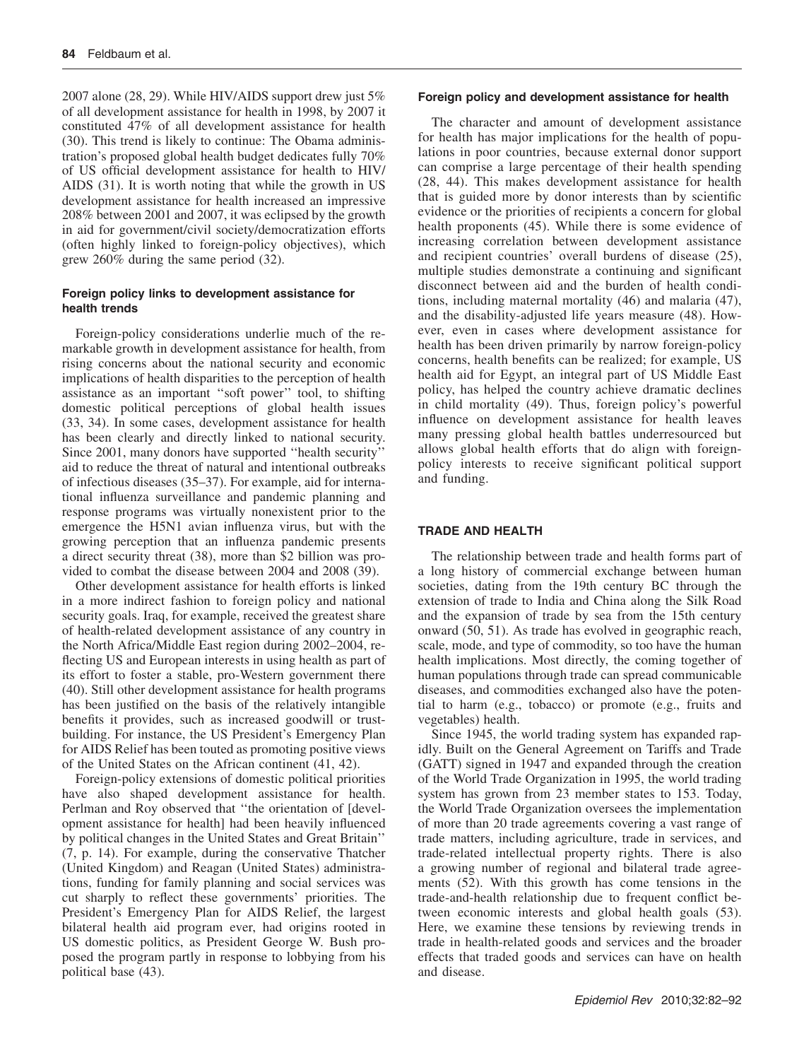2007 alone (28, 29). While HIV/AIDS support drew just 5% of all development assistance for health in 1998, by 2007 it constituted 47% of all development assistance for health (30). This trend is likely to continue: The Obama administration's proposed global health budget dedicates fully 70% of US official development assistance for health to HIV/AIDS (31). It is worth noting that while the growth in US development assistance for health increased an impressive 208% between 2001 and 2007, it was eclipsed by the growth in aid for government/civil society/democratization efforts (often highly linked to foreign-policy objectives), which grew 260% during the same period (32).

#### Foreign policy links to development assistance for health trends

Foreign-policy considerations underlie much of the remarkable growth in development assistance for health, from rising concerns about the national security and economic implications of health disparities to the perception of health assistance as an important ''soft power'' tool, to shifting domestic political perceptions of global health issues (33, 34). In some cases, development assistance for health has been clearly and directly linked to national security. Since 2001, many donors have supported ''health security'' aid to reduce the threat of natural and intentional outbreaks of infectious diseases (35–37). For example, aid for international influenza surveillance and pandemic planning and response programs was virtually nonexistent prior to the emergence the H5N1 avian influenza virus, but with the growing perception that an influenza pandemic presents a direct security threat (38), more than $2 billion was provided to combat the disease between 2004 and 2008 (39).

Other development assistance for health efforts is linked in a more indirect fashion to foreign policy and national security goals. Iraq, for example, received the greatest share of health-related development assistance of any country in the North Africa/Middle East region during 2002–2004, reflecting US and European interests in using health as part of its effort to foster a stable, pro-Western government there (40). Still other development assistance for health programs has been justified on the basis of the relatively intangible benefits it provides, such as increased goodwill or trust-building. For instance, the US President's Emergency Plan for AIDS Relief has been touted as promoting positive views of the United States on the African continent (41, 42).

Foreign-policy extensions of domestic political priorities have also shaped development assistance for health. Perlman and Roy observed that ''the orientation of [development assistance for health] had been heavily influenced by political changes in the United States and Great Britain'' (7, p. 14). For example, during the conservative Thatcher (United Kingdom) and Reagan (United States) administrations, funding for family planning and social services was cut sharply to reflect these governments' priorities. The President's Emergency Plan for AIDS Relief, the largest bilateral health aid program ever, had origins rooted in US domestic politics, as President George W. Bush proposed the program partly in response to lobbying from his political base (43).

#### Foreign policy and development assistance for health

The character and amount of development assistance for health has major implications for the health of populations in poor countries, because external donor support can comprise a large percentage of their health spending (28, 44). This makes development assistance for health that is guided more by donor interests than by scientific evidence or the priorities of recipients a concern for global health proponents (45). While there is some evidence of increasing correlation between development assistance and recipient countries' overall burdens of disease (25), multiple studies demonstrate a continuing and significant disconnect between aid and the burden of health conditions, including maternal mortality (46) and malaria (47), and the disability-adjusted life years measure (48). However, even in cases where development assistance for health has been driven primarily by narrow foreign-policy concerns, health benefits can be realized; for example, US health aid for Egypt, an integral part of US Middle East policy, has helped the country achieve dramatic declines in child mortality (49). Thus, foreign policy's powerful influence on development assistance for health leaves many pressing global health battles underresourced but allows global health efforts that do align with foreign-policy interests to receive significant political support and funding.

### TRADE AND HEALTH

The relationship between trade and health forms part of a long history of commercial exchange between human societies, dating from the 19th century BC through the extension of trade to India and China along the Silk Road and the expansion of trade by sea from the 15th century onward (50, 51). As trade has evolved in geographic reach, scale, mode, and type of commodity, so too have the human health implications. Most directly, the coming together of human populations through trade can spread communicable diseases, and commodities exchanged also have the potential to harm (e.g., tobacco) or promote (e.g., fruits and vegetables) health.

Since 1945, the world trading system has expanded rapidly. Built on the General Agreement on Tariffs and Trade (GATT) signed in 1947 and expanded through the creation of the World Trade Organization in 1995, the world trading system has grown from 23 member states to 153. Today, the World Trade Organization oversees the implementation of more than 20 trade agreements covering a vast range of trade matters, including agriculture, trade in services, and trade-related intellectual property rights. There is also a growing number of regional and bilateral trade agreements (52). With this growth has come tensions in the trade-and-health relationship due to frequent conflict between economic interests and global health goals (53). Here, we examine these tensions by reviewing trends in trade in health-related goods and services and the broader effects that traded goods and services can have on health and disease.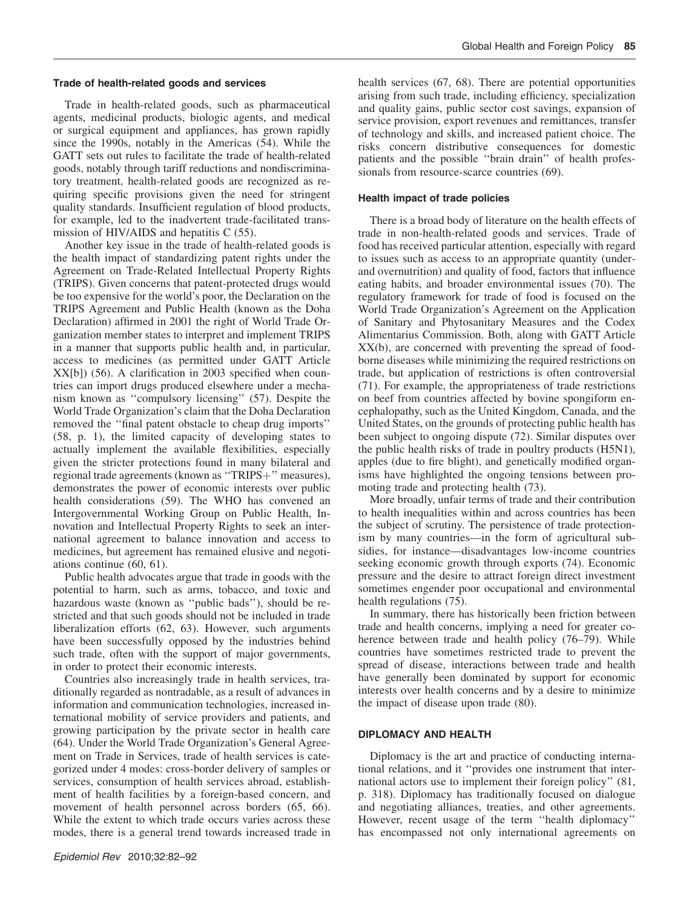### Trade of health-related goods and services

Trade in health-related goods, such as pharmaceutical agents, medicinal products, biologic agents, and medical or surgical equipment and appliances, has grown rapidly since the 1990s, notably in the Americas (54). While the GATT sets out rules to facilitate the trade of health-related goods, notably through tariff reductions and nondiscriminatory treatment, health-related goods are recognized as requiring specific provisions given the need for stringent quality standards. Insufficient regulation of blood products, for example, led to the inadvertent trade-facilitated transmission of HIV/AIDS and hepatitis C (55).

Another key issue in the trade of health-related goods is the health impact of standardizing patent rights under the Agreement on Trade-Related Intellectual Property Rights (TRIPS). Given concerns that patent-protected drugs would be too expensive for the world's poor, the Declaration on the TRIPS Agreement and Public Health (known as the Doha Declaration) affirmed in 2001 the right of World Trade Organization member states to interpret and implement TRIPS in a manner that supports public health and, in particular, access to medicines (as permitted under GATT Article XX[b]) (56). A clarification in 2003 specified when countries can import drugs produced elsewhere under a mechanism known as ''compulsory licensing'' (57). Despite the World Trade Organization's claim that the Doha Declaration removed the ''final patent obstacle to cheap drug imports'' (58, p. 1), the limited capacity of developing states to actually implement the available flexibilities, especially given the stricter protections found in many bilateral and regional trade agreements (known as ''TRIPS+'' measures), demonstrates the power of economic interests over public health considerations (59). The WHO has convened an Intergovernmental Working Group on Public Health, Innovation and Intellectual Property Rights to seek an international agreement to balance innovation and access to medicines, but agreement has remained elusive and negotiations continue (60, 61).

Public health advocates argue that trade in goods with the potential to harm, such as arms, tobacco, and toxic and hazardous waste (known as ''public bads''), should be restricted and that such goods should not be included in trade liberalization efforts (62, 63). However, such arguments have been successfully opposed by the industries behind such trade, often with the support of major governments, in order to protect their economic interests.

Countries also increasingly trade in health services, traditionally regarded as nontradable, as a result of advances in information and communication technologies, increased international mobility of service providers and patients, and growing participation by the private sector in health care (64). Under the World Trade Organization's General Agreement on Trade in Services, trade of health services is categorized under 4 modes: cross-border delivery of samples or services, consumption of health services abroad, establishment of health facilities by a foreign-based concern, and movement of health personnel across borders (65, 66). While the extent to which trade occurs varies across these modes, there is a general trend towards increased trade in health services (67, 68). There are potential opportunities arising from such trade, including efficiency, specialization and quality gains, public sector cost savings, expansion of service provision, export revenues and remittances, transfer of technology and skills, and increased patient choice. The risks concern distributive consequences for domestic patients and the possible ''brain drain'' of health professionals from resource-scarce countries (69).

### Health impact of trade policies

There is a broad body of literature on the health effects of trade in non-health-related goods and services. Trade of food has received particular attention, especially with regard to issues such as access to an appropriate quantity (under- and overnutrition) and quality of food, factors that influence eating habits, and broader environmental issues (70). The regulatory framework for trade of food is focused on the World Trade Organization's Agreement on the Application of Sanitary and Phytosanitary Measures and the Codex Alimentarius Commission. Both, along with GATT Article XX(b), are concerned with preventing the spread of foodborne diseases while minimizing the required restrictions on trade, but application of restrictions is often controversial (71). For example, the appropriateness of trade restrictions on beef from countries affected by bovine spongiform encephalopathy, such as the United Kingdom, Canada, and the United States, on the grounds of protecting public health has been subject to ongoing dispute (72). Similar disputes over the public health risks of trade in poultry products (H5N1), apples (due to fire blight), and genetically modified organisms have highlighted the ongoing tensions between promoting trade and protecting health (73).

More broadly, unfair terms of trade and their contribution to health inequalities within and across countries has been the subject of scrutiny. The persistence of trade protectionism by many countries—in the form of agricultural subsidies, for instance—disadvantages low-income countries seeking economic growth through exports (74). Economic pressure and the desire to attract foreign direct investment sometimes engender poor occupational and environmental health regulations (75).

In summary, there has historically been friction between trade and health concerns, implying a need for greater coherence between trade and health policy (76–79). While countries have sometimes restricted trade to prevent the spread of disease, interactions between trade and health have generally been dominated by support for economic interests over health concerns and by a desire to minimize the impact of disease upon trade (80).

## DIPLOMACY AND HEALTH

Diplomacy is the art and practice of conducting international relations, and it ''provides one instrument that international actors use to implement their foreign policy'' (81, p. 318). Diplomacy has traditionally focused on dialogue and negotiating alliances, treaties, and other agreements. However, recent usage of the term ''health diplomacy'' has encompassed not only international agreements on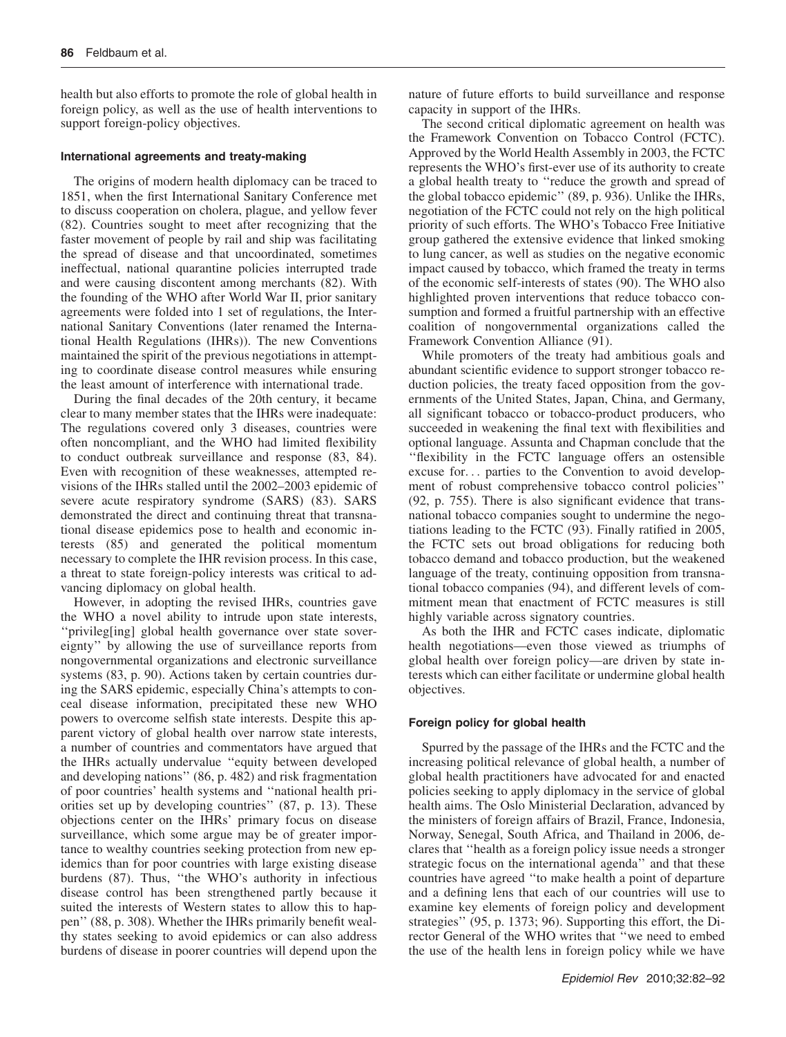health but also efforts to promote the role of global health in foreign policy, as well as the use of health interventions to support foreign-policy objectives.

### International agreements and treaty-making

The origins of modern health diplomacy can be traced to 1851, when the first International Sanitary Conference met to discuss cooperation on cholera, plague, and yellow fever (82). Countries sought to meet after recognizing that the faster movement of people by rail and ship was facilitating the spread of disease and that uncoordinated, sometimes ineffectual, national quarantine policies interrupted trade and were causing discontent among merchants (82). With the founding of the WHO after World War II, prior sanitary agreements were folded into 1 set of regulations, the International Sanitary Conventions (later renamed the International Health Regulations (IHRs)). The new Conventions maintained the spirit of the previous negotiations in attempting to coordinate disease control measures while ensuring the least amount of interference with international trade.

During the final decades of the 20th century, it became clear to many member states that the IHRs were inadequate: The regulations covered only 3 diseases, countries were often noncompliant, and the WHO had limited flexibility to conduct outbreak surveillance and response (83, 84). Even with recognition of these weaknesses, attempted revisions of the IHRs stalled until the 2002–2003 epidemic of severe acute respiratory syndrome (SARS) (83). SARS demonstrated the direct and continuing threat that transnational disease epidemics pose to health and economic interests (85) and generated the political momentum necessary to complete the IHR revision process. In this case, a threat to state foreign-policy interests was critical to advancing diplomacy on global health.

However, in adopting the revised IHRs, countries gave the WHO a novel ability to intrude upon state interests, ''privileg[ing] global health governance over state sovereignty'' by allowing the use of surveillance reports from nongovernmental organizations and electronic surveillance systems (83, p. 90). Actions taken by certain countries during the SARS epidemic, especially China's attempts to conceal disease information, precipitated these new WHO powers to overcome selfish state interests. Despite this apparent victory of global health over narrow state interests, a number of countries and commentators have argued that the IHRs actually undervalue ''equity between developed and developing nations'' (86, p. 482) and risk fragmentation of poor countries' health systems and ''national health priorities set up by developing countries'' (87, p. 13). These objections center on the IHRs' primary focus on disease surveillance, which some argue may be of greater importance to wealthy countries seeking protection from new epidemics than for poor countries with large existing disease burdens (87). Thus, ''the WHO's authority in infectious disease control has been strengthened partly because it suited the interests of Western states to allow this to happen'' (88, p. 308). Whether the IHRs primarily benefit wealthy states seeking to avoid epidemics or can also address burdens of disease in poorer countries will depend upon the nature of future efforts to build surveillance and response capacity in support of the IHRs.

The second critical diplomatic agreement on health was the Framework Convention on Tobacco Control (FCTC). Approved by the World Health Assembly in 2003, the FCTC represents the WHO's first-ever use of its authority to create a global health treaty to ''reduce the growth and spread of the global tobacco epidemic'' (89, p. 936). Unlike the IHRs, negotiation of the FCTC could not rely on the high political priority of such efforts. The WHO's Tobacco Free Initiative group gathered the extensive evidence that linked smoking to lung cancer, as well as studies on the negative economic impact caused by tobacco, which framed the treaty in terms of the economic self-interests of states (90). The WHO also highlighted proven interventions that reduce tobacco consumption and formed a fruitful partnership with an effective coalition of nongovernmental organizations called the Framework Convention Alliance (91).

While promoters of the treaty had ambitious goals and abundant scientific evidence to support stronger tobacco reduction policies, the treaty faced opposition from the governments of the United States, Japan, China, and Germany, all significant tobacco or tobacco-product producers, who succeeded in weakening the final text with flexibilities and optional language. Assunta and Chapman conclude that the ''flexibility in the FCTC language offers an ostensible excuse for... parties to the Convention to avoid development of robust comprehensive tobacco control policies'' (92, p. 755). There is also significant evidence that transnational tobacco companies sought to undermine the negotiations leading to the FCTC (93). Finally ratified in 2005, the FCTC sets out broad obligations for reducing both tobacco demand and tobacco production, but the weakened language of the treaty, continuing opposition from transnational tobacco companies (94), and different levels of commitment mean that enactment of FCTC measures is still highly variable across signatory countries.

As both the IHR and FCTC cases indicate, diplomatic health negotiations—even those viewed as triumphs of global health over foreign policy—are driven by state interests which can either facilitate or undermine global health objectives.

### Foreign policy for global health

Spurred by the passage of the IHRs and the FCTC and the increasing political relevance of global health, a number of global health practitioners have advocated for and enacted policies seeking to apply diplomacy in the service of global health aims. The Oslo Ministerial Declaration, advanced by the ministers of foreign affairs of Brazil, France, Indonesia, Norway, Senegal, South Africa, and Thailand in 2006, declares that ''health as a foreign policy issue needs a stronger strategic focus on the international agenda'' and that these countries have agreed ''to make health a point of departure and a defining lens that each of our countries will use to examine key elements of foreign policy and development strategies'' (95, p. 1373; 96). Supporting this effort, the Director General of the WHO writes that ''we need to embed the use of the health lens in foreign policy while we have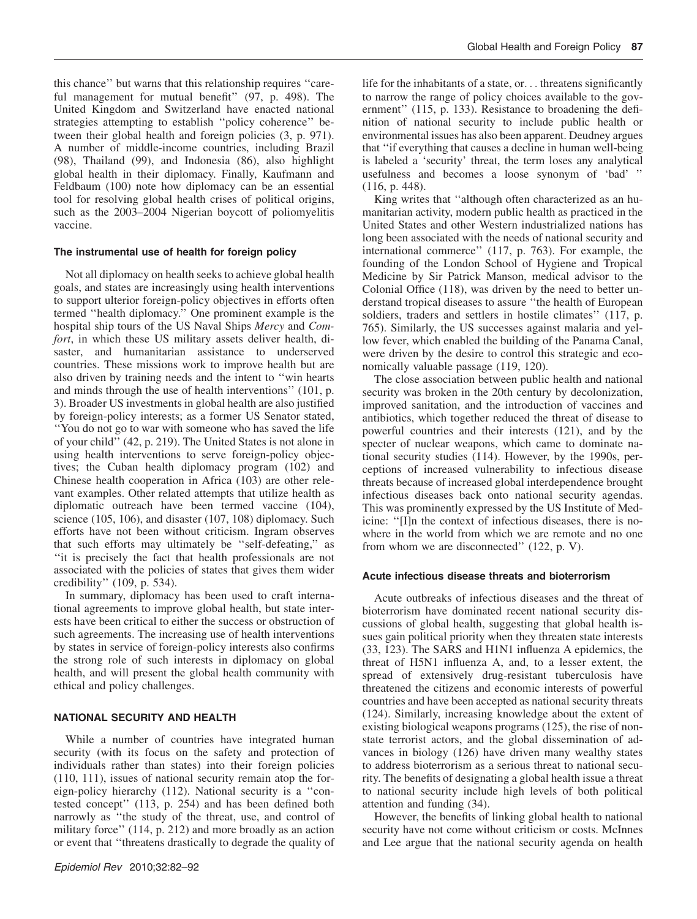this chance'' but warns that this relationship requires ''careful management for mutual benefit'' (97, p. 498). The United Kingdom and Switzerland have enacted national strategies attempting to establish ''policy coherence'' between their global health and foreign policies (3, p. 971). A number of middle-income countries, including Brazil (98), Thailand (99), and Indonesia (86), also highlight global health in their diplomacy. Finally, Kaufmann and Feldbaum (100) note how diplomacy can be an essential tool for resolving global health crises of political origins, such as the 2003–2004 Nigerian boycott of poliomyelitis vaccine.

### The instrumental use of health for foreign policy

Not all diplomacy on health seeks to achieve global health goals, and states are increasingly using health interventions to support ulterior foreign-policy objectives in efforts often termed ''health diplomacy.'' One prominent example is the hospital ship tours of the US Naval Ships *Mercy* and *Comfort*, in which these US military assets deliver health, disaster, and humanitarian assistance to underserved countries. These missions work to improve health but are also driven by training needs and the intent to ''win hearts and minds through the use of health interventions'' (101, p. 3). Broader US investments in global health are also justified by foreign-policy interests; as a former US Senator stated, ''You do not go to war with someone who has saved the life of your child'' (42, p. 219). The United States is not alone in using health interventions to serve foreign-policy objectives; the Cuban health diplomacy program (102) and Chinese health cooperation in Africa (103) are other relevant examples. Other related attempts that utilize health as diplomatic outreach have been termed vaccine (104), science (105, 106), and disaster (107, 108) diplomacy. Such efforts have not been without criticism. Ingram observes that such efforts may ultimately be ''self-defeating,'' as ''it is precisely the fact that health professionals are not associated with the policies of states that gives them wider credibility'' (109, p. 534).

In summary, diplomacy has been used to craft international agreements to improve global health, but state interests have been critical to either the success or obstruction of such agreements. The increasing use of health interventions by states in service of foreign-policy interests also confirms the strong role of such interests in diplomacy on global health, and will present the global health community with ethical and policy challenges.

## NATIONAL SECURITY AND HEALTH

While a number of countries have integrated human security (with its focus on the safety and protection of individuals rather than states) into their foreign policies (110, 111), issues of national security remain atop the foreign-policy hierarchy (112). National security is a ''contested concept'' (113, p. 254) and has been defined both narrowly as ''the study of the threat, use, and control of military force'' (114, p. 212) and more broadly as an action or event that ''threatens drastically to degrade the quality of life for the inhabitants of a state, or. . . threatens significantly to narrow the range of policy choices available to the government'' (115, p. 133). Resistance to broadening the definition of national security to include public health or environmental issues has also been apparent. Deudney argues that ''if everything that causes a decline in human well-being is labeled a 'security' threat, the term loses any analytical usefulness and becomes a loose synonym of 'bad' '' (116, p. 448).

King writes that ''although often characterized as an humanitarian activity, modern public health as practiced in the United States and other Western industrialized nations has long been associated with the needs of national security and international commerce'' (117, p. 763). For example, the founding of the London School of Hygiene and Tropical Medicine by Sir Patrick Manson, medical advisor to the Colonial Office (118), was driven by the need to better understand tropical diseases to assure ''the health of European soldiers, traders and settlers in hostile climates'' (117, p. 765). Similarly, the US successes against malaria and yellow fever, which enabled the building of the Panama Canal, were driven by the desire to control this strategic and economically valuable passage (119, 120).

The close association between public health and national security was broken in the 20th century by decolonization, improved sanitation, and the introduction of vaccines and antibiotics, which together reduced the threat of disease to powerful countries and their interests (121), and by the specter of nuclear weapons, which came to dominate national security studies (114). However, by the 1990s, perceptions of increased vulnerability to infectious disease threats because of increased global interdependence brought infectious diseases back onto national security agendas. This was prominently expressed by the US Institute of Medicine: ''[I]n the context of infectious diseases, there is nowhere in the world from which we are remote and no one from whom we are disconnected'' (122, p. V).

### Acute infectious disease threats and bioterrorism

Acute outbreaks of infectious diseases and the threat of bioterrorism have dominated recent national security discussions of global health, suggesting that global health issues gain political priority when they threaten state interests (33, 123). The SARS and H1N1 influenza A epidemics, the threat of H5N1 influenza A, and, to a lesser extent, the spread of extensively drug-resistant tuberculosis have threatened the citizens and economic interests of powerful countries and have been accepted as national security threats (124). Similarly, increasing knowledge about the extent of existing biological weapons programs (125), the rise of nonstate terrorist actors, and the global dissemination of advances in biology (126) have driven many wealthy states to address bioterrorism as a serious threat to national security. The benefits of designating a global health issue a threat to national security include high levels of both political attention and funding (34).

However, the benefits of linking global health to national security have not come without criticism or costs. McInnes and Lee argue that the national security agenda on health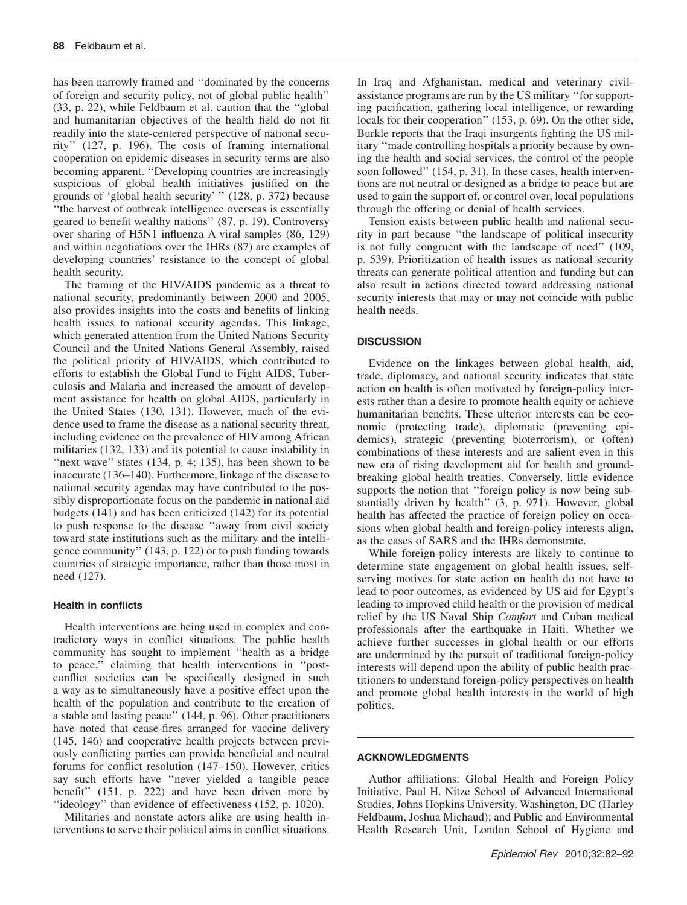has been narrowly framed and ''dominated by the concerns of foreign and security policy, not of global public health'' (33, p. 22), while Feldbaum et al. caution that the ''global and humanitarian objectives of the health field do not fit readily into the state-centered perspective of national security'' (127, p. 196). The costs of framing international cooperation on epidemic diseases in security terms are also becoming apparent. ''Developing countries are increasingly suspicious of global health initiatives justified on the grounds of 'global health security' '' (128, p. 372) because ''the harvest of outbreak intelligence overseas is essentially geared to benefit wealthy nations'' (87, p. 19). Controversy over sharing of H5N1 influenza A viral samples (86, 129) and within negotiations over the IHRs (87) are examples of developing countries' resistance to the concept of global health security.

The framing of the HIV/AIDS pandemic as a threat to national security, predominantly between 2000 and 2005, also provides insights into the costs and benefits of linking health issues to national security agendas. This linkage, which generated attention from the United Nations Security Council and the United Nations General Assembly, raised the political priority of HIV/AIDS, which contributed to efforts to establish the Global Fund to Fight AIDS, Tuberculosis and Malaria and increased the amount of development assistance for health on global AIDS, particularly in the United States (130, 131). However, much of the evidence used to frame the disease as a national security threat, including evidence on the prevalence of HIV among African militaries (132, 133) and its potential to cause instability in ''next wave'' states (134, p. 4; 135), has been shown to be inaccurate (136–140). Furthermore, linkage of the disease to national security agendas may have contributed to the possibly disproportionate focus on the pandemic in national aid budgets (141) and has been criticized (142) for its potential to push response to the disease ''away from civil society toward state institutions such as the military and the intelligence community'' (143, p. 122) or to push funding towards countries of strategic importance, rather than those most in need (127).

### Health in conflicts

Health interventions are being used in complex and contradictory ways in conflict situations. The public health community has sought to implement ''health as a bridge to peace,'' claiming that health interventions in ''post-conflict societies can be specifically designed in such a way as to simultaneously have a positive effect upon the health of the population and contribute to the creation of a stable and lasting peace'' (144, p. 96). Other practitioners have noted that cease-fires arranged for vaccine delivery (145, 146) and cooperative health projects between previously conflicting parties can provide beneficial and neutral forums for conflict resolution (147–150). However, critics say such efforts have ''never yielded a tangible peace benefit'' (151, p. 222) and have been driven more by ''ideology'' than evidence of effectiveness (152, p. 1020).

Militaries and nonstate actors alike are using health interventions to serve their political aims in conflict situations. In Iraq and Afghanistan, medical and veterinary civil-assistance programs are run by the US military ''for supporting pacification, gathering local intelligence, or rewarding locals for their cooperation'' (153, p. 69). On the other side, Burkle reports that the Iraqi insurgents fighting the US military ''made controlling hospitals a priority because by owning the health and social services, the control of the people soon followed'' (154, p. 31). In these cases, health interventions are not neutral or designed as a bridge to peace but are used to gain the support of, or control over, local populations through the offering or denial of health services.

Tension exists between public health and national security in part because ''the landscape of political insecurity is not fully congruent with the landscape of need'' (109, p. 539). Prioritization of health issues as national security threats can generate political attention and funding but can also result in actions directed toward addressing national security interests that may or may not coincide with public health needs.

## DISCUSSION

Evidence on the linkages between global health, aid, trade, diplomacy, and national security indicates that state action on health is often motivated by foreign-policy interests rather than a desire to promote health equity or achieve humanitarian benefits. These ulterior interests can be economic (protecting trade), diplomatic (preventing epidemics), strategic (preventing bioterrorism), or (often) combinations of these interests and are salient even in this new era of rising development aid for health and groundbreaking global health treaties. Conversely, little evidence supports the notion that ''foreign policy is now being substantially driven by health'' (3, p. 971). However, global health has affected the practice of foreign policy on occasions when global health and foreign-policy interests align, as the cases of SARS and the IHRs demonstrate.

While foreign-policy interests are likely to continue to determine state engagement on global health issues, self-serving motives for state action on health do not have to lead to poor outcomes, as evidenced by US aid for Egypt's leading to improved child health or the provision of medical relief by the US Naval Ship *Comfort* and Cuban medical professionals after the earthquake in Haiti. Whether we achieve further successes in global health or our efforts are undermined by the pursuit of traditional foreign-policy interests will depend upon the ability of public health practitioners to understand foreign-policy perspectives on health and promote global health interests in the world of high politics.

## ACKNOWLEDGMENTS

Author affiliations: Global Health and Foreign Policy Initiative, Paul H. Nitze School of Advanced International Studies, Johns Hopkins University, Washington, DC (Harley Feldbaum, Joshua Michaud); and Public and Environmental Health Research Unit, London School of Hygiene and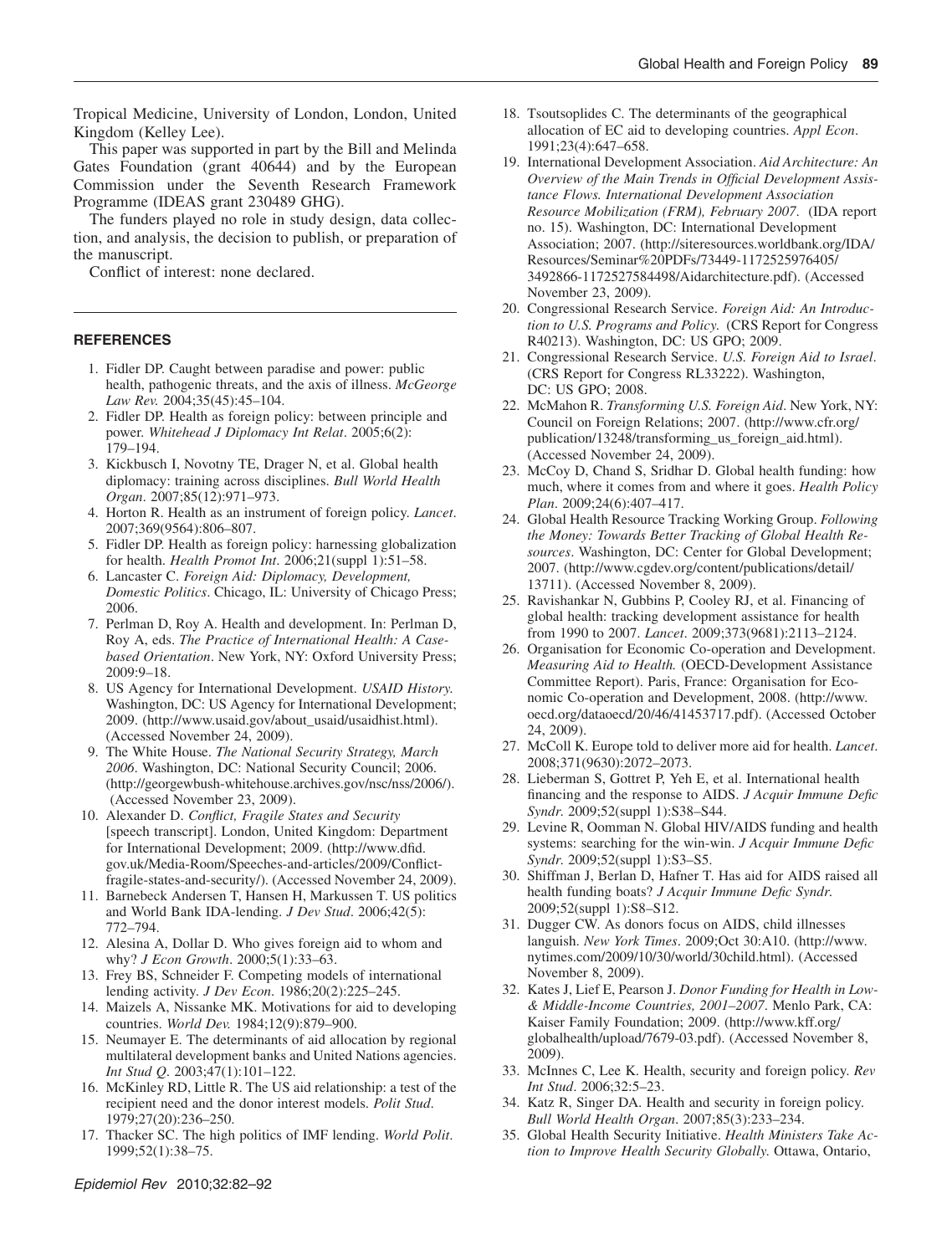Tropical Medicine, University of London, London, United Kingdom (Kelley Lee).

This paper was supported in part by the Bill and Melinda Gates Foundation (grant 40644) and by the European Commission under the Seventh Research Framework Programme (IDEAS grant 230489 GHG).

The funders played no role in study design, data collection, and analysis, the decision to publish, or preparation of the manuscript.

Conflict of interest: none declared.

## REFERENCES

1. Fidler DP. Caught between paradise and power: public health, pathogenic threats, and the axis of illness. *McGeorge Law Rev.* 2004;35(45):45–104.
2. Fidler DP. Health as foreign policy: between principle and power. *Whitehead J Diplomacy Int Relat*. 2005;6(2): 179–194.
3. Kickbusch I, Novotny TE, Drager N, et al. Global health diplomacy: training across disciplines. *Bull World Health Organ*. 2007;85(12):971–973.
4. Horton R. Health as an instrument of foreign policy. *Lancet*. 2007;369(9564):806–807.
5. Fidler DP. Health as foreign policy: harnessing globalization for health. *Health Promot Int*. 2006;21(suppl 1):51–58.
6. Lancaster C. *Foreign Aid: Diplomacy, Development, Domestic Politics*. Chicago, IL: University of Chicago Press; 2006.
7. Perlman D, Roy A. Health and development. In: Perlman D, Roy A, eds. *The Practice of International Health: A Case-based Orientation*. New York, NY: Oxford University Press; 2009:9–18.
8. US Agency for International Development. *USAID History.* Washington, DC: US Agency for International Development; 2009. (http://www.usaid.gov/about_usaid/usaidhist.html). (Accessed November 24, 2009).
9. The White House. *The National Security Strategy, March 2006*. Washington, DC: National Security Council; 2006. (http://georgewbush-whitehouse.archives.gov/nsc/nss/2006/). (Accessed November 23, 2009).
10. Alexander D. *Conflict, Fragile States and Security* [speech transcript]. London, United Kingdom: Department for International Development; 2009. (http://www.dfid.gov.uk/Media-Room/Speeches-and-articles/2009/Conflict-fragile-states-and-security/). (Accessed November 24, 2009).
11. Barnebeck Andersen T, Hansen H, Markussen T. US politics and World Bank IDA-lending. *J Dev Stud*. 2006;42(5): 772–794.
12. Alesina A, Dollar D. Who gives foreign aid to whom and why? *J Econ Growth*. 2000;5(1):33–63.
13. Frey BS, Schneider F. Competing models of international lending activity. *J Dev Econ*. 1986;20(2):225–245.
14. Maizels A, Nissanke MK. Motivations for aid to developing countries. *World Dev.* 1984;12(9):879–900.
15. Neumayer E. The determinants of aid allocation by regional multilateral development banks and United Nations agencies. *Int Stud Q*. 2003;47(1):101–122.
16. McKinley RD, Little R. The US aid relationship: a test of the recipient need and the donor interest models. *Polit Stud*. 1979;27(20):236–250.
17. Thacker SC. The high politics of IMF lending. *World Polit*. 1999;52(1):38–75.
18. Tsoutsoplides C. The determinants of the geographical allocation of EC aid to developing countries. *Appl Econ*. 1991;23(4):647–658.
19. International Development Association. *Aid Architecture: An Overview of the Main Trends in Official Development Assistance Flows. International Development Association Resource Mobilization (FRM), February 2007*. (IDA report no. 15). Washington, DC: International Development Association; 2007. (http://siteresources.worldbank.org/IDA/Resources/Seminar%20PDFs/73449-1172525976405/3492866-1172527584498/Aidarchitecture.pdf). (Accessed November 23, 2009).
20. Congressional Research Service. *Foreign Aid: An Introduction to U.S. Programs and Policy.* (CRS Report for Congress R40213). Washington, DC: US GPO; 2009.
21. Congressional Research Service. *U.S. Foreign Aid to Israel*. (CRS Report for Congress RL33222). Washington, DC: US GPO; 2008.
22. McMahon R. *Transforming U.S. Foreign Aid*. New York, NY: Council on Foreign Relations; 2007. (http://www.cfr.org/publication/13248/transforming_us_foreign_aid.html). (Accessed November 24, 2009).
23. McCoy D, Chand S, Sridhar D. Global health funding: how much, where it comes from and where it goes. *Health Policy Plan*. 2009;24(6):407–417.
24. Global Health Resource Tracking Working Group. *Following the Money: Towards Better Tracking of Global Health Resources*. Washington, DC: Center for Global Development; 2007. (http://www.cgdev.org/content/publications/detail/13711). (Accessed November 8, 2009).
25. Ravishankar N, Gubbins P, Cooley RJ, et al. Financing of global health: tracking development assistance for health from 1990 to 2007. *Lancet*. 2009;373(9681):2113–2124.
26. Organisation for Economic Co-operation and Development. *Measuring Aid to Health.* (OECD-Development Assistance Committee Report). Paris, France: Organisation for Economic Co-operation and Development, 2008. (http://www.oecd.org/dataoecd/20/46/41453717.pdf). (Accessed October 24, 2009).
27. McColl K. Europe told to deliver more aid for health. *Lancet*. 2008;371(9630):2072–2073.
28. Lieberman S, Gottret P, Yeh E, et al. International health financing and the response to AIDS. *J Acquir Immune Defic Syndr.* 2009;52(suppl 1):S38–S44.
29. Levine R, Oomman N. Global HIV/AIDS funding and health systems: searching for the win-win. *J Acquir Immune Defic Syndr.* 2009;52(suppl 1):S3–S5.
30. Shiffman J, Berlan D, Hafner T. Has aid for AIDS raised all health funding boats? *J Acquir Immune Defic Syndr.* 2009;52(suppl 1):S8–S12.
31. Dugger CW. As donors focus on AIDS, child illnesses languish. *New York Times*. 2009;Oct 30:A10. (http://www.nytimes.com/2009/10/30/world/30child.html). (Accessed November 8, 2009).
32. Kates J, Lief E, Pearson J. *Donor Funding for Health in Low- & Middle-Income Countries, 2001–2007*. Menlo Park, CA: Kaiser Family Foundation; 2009. (http://www.kff.org/globalhealth/upload/7679-03.pdf). (Accessed November 8, 2009).
33. McInnes C, Lee K. Health, security and foreign policy. *Rev Int Stud*. 2006;32:5–23.
34. Katz R, Singer DA. Health and security in foreign policy. *Bull World Health Organ*. 2007;85(3):233–234.
35. Global Health Security Initiative. *Health Ministers Take Action to Improve Health Security Globally.* Ottawa, Ontario,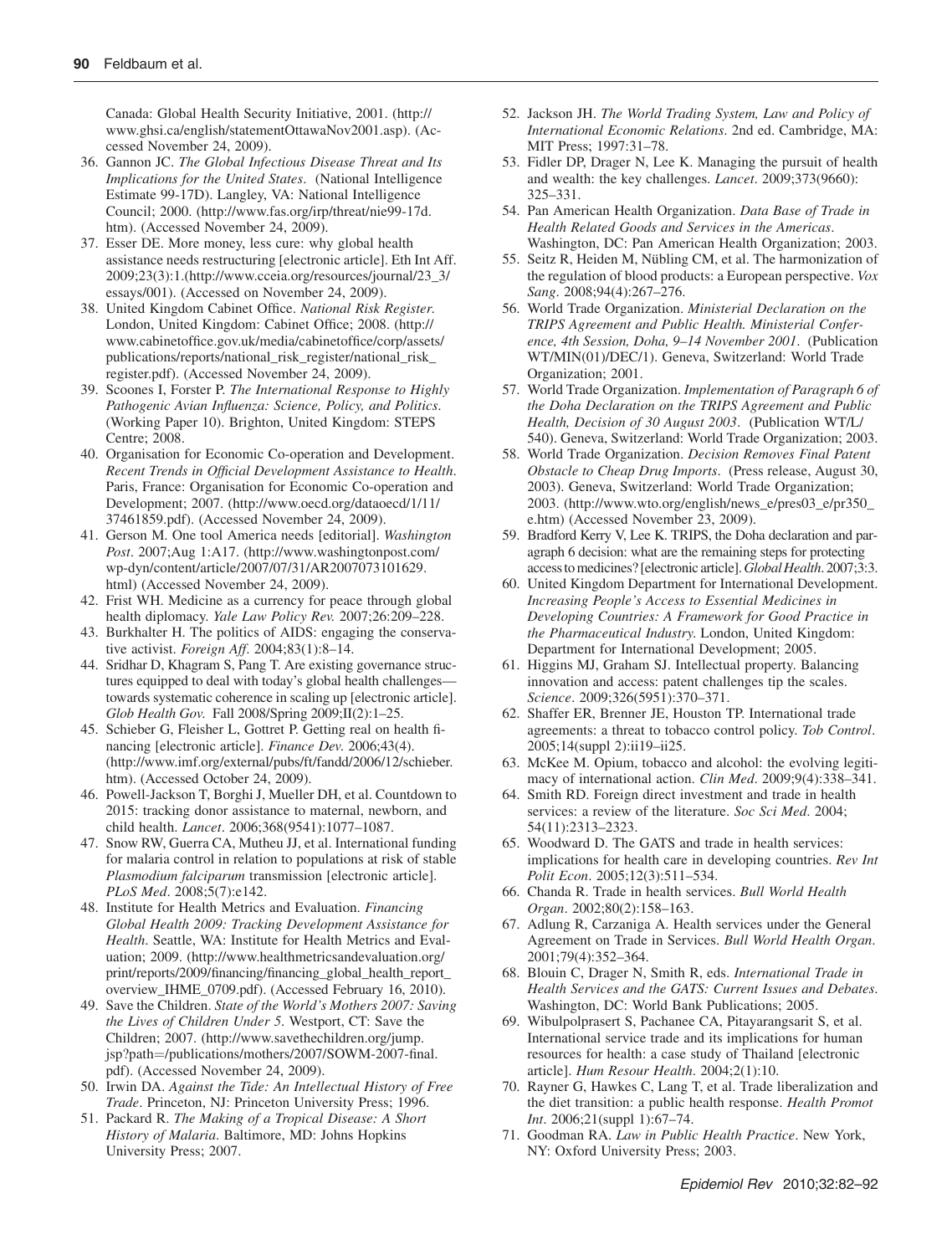Canada: Global Health Security Initiative, 2001. (http://www.ghsi.ca/english/statementOttawaNov2001.asp). (Accessed November 24, 2009).

36. Gannon JC. *The Global Infectious Disease Threat and Its Implications for the United States*. (National Intelligence Estimate 99-17D). Langley, VA: National Intelligence Council; 2000. (http://www.fas.org/irp/threat/nie99-17d.htm). (Accessed November 24, 2009).
37. Esser DE. More money, less cure: why global health assistance needs restructuring [electronic article]. Eth Int Aff. 2009;23(3):1.(http://www.cceia.org/resources/journal/23_3/essays/001). (Accessed on November 24, 2009).
38. United Kingdom Cabinet Office. *National Risk Register*. London, United Kingdom: Cabinet Office; 2008. (http://www.cabinetoffice.gov.uk/media/cabinetoffice/corp/assets/publications/reports/national_risk_register/national_risk_register.pdf). (Accessed November 24, 2009).
39. Scoones I, Forster P. *The International Response to Highly Pathogenic Avian Influenza: Science, Policy, and Politics*. (Working Paper 10). Brighton, United Kingdom: STEPS Centre; 2008.
40. Organisation for Economic Co-operation and Development. *Recent Trends in Official Development Assistance to Health*. Paris, France: Organisation for Economic Co-operation and Development; 2007. (http://www.oecd.org/dataoecd/1/11/37461859.pdf). (Accessed November 24, 2009).
41. Gerson M. One tool America needs [editorial]. *Washington Post*. 2007;Aug 1:A17. (http://www.washingtonpost.com/wp-dyn/content/article/2007/07/31/AR2007073101629.html) (Accessed November 24, 2009).
42. Frist WH. Medicine as a currency for peace through global health diplomacy. *Yale Law Policy Rev.* 2007;26:209–228.
43. Burkhalter H. The politics of AIDS: engaging the conservative activist. *Foreign Aff*. 2004;83(1):8–14.
44. Sridhar D, Khagram S, Pang T. Are existing governance structures equipped to deal with today's global health challenges—towards systematic coherence in scaling up [electronic article]. *Glob Health Gov.* Fall 2008/Spring 2009;II(2):1–25.
45. Schieber G, Fleisher L, Gottret P. Getting real on health financing [electronic article]. *Finance Dev.* 2006;43(4). (http://www.imf.org/external/pubs/ft/fandd/2006/12/schieber.htm). (Accessed October 24, 2009).
46. Powell-Jackson T, Borghi J, Mueller DH, et al. Countdown to 2015: tracking donor assistance to maternal, newborn, and child health. *Lancet*. 2006;368(9541):1077–1087.
47. Snow RW, Guerra CA, Mutheu JJ, et al. International funding for malaria control in relation to populations at risk of stable *Plasmodium falciparum* transmission [electronic article]. *PLoS Med*. 2008;5(7):e142.
48. Institute for Health Metrics and Evaluation. *Financing Global Health 2009: Tracking Development Assistance for Health*. Seattle, WA: Institute for Health Metrics and Evaluation; 2009. (http://www.healthmetricsandevaluation.org/print/reports/2009/financing/financing_global_health_report_overview_IHME_0709.pdf). (Accessed February 16, 2010).
49. Save the Children. *State of the World's Mothers 2007: Saving the Lives of Children Under 5*. Westport, CT: Save the Children; 2007. (http://www.savethechildren.org/jump.jsp?path=/publications/mothers/2007/SOWM-2007-final.pdf). (Accessed November 24, 2009).
50. Irwin DA. *Against the Tide: An Intellectual History of Free Trade*. Princeton, NJ: Princeton University Press; 1996.
51. Packard R. *The Making of a Tropical Disease: A Short History of Malaria*. Baltimore, MD: Johns Hopkins University Press; 2007.
52. Jackson JH. *The World Trading System, Law and Policy of International Economic Relations*. 2nd ed. Cambridge, MA: MIT Press; 1997:31–78.
53. Fidler DP, Drager N, Lee K. Managing the pursuit of health and wealth: the key challenges. *Lancet*. 2009;373(9660):325–331.
54. Pan American Health Organization. *Data Base of Trade in Health Related Goods and Services in the Americas*. Washington, DC: Pan American Health Organization; 2003.
55. Seitz R, Heiden M, Nübling CM, et al. The harmonization of the regulation of blood products: a European perspective. *Vox Sang*. 2008;94(4):267–276.
56. World Trade Organization. *Ministerial Declaration on the TRIPS Agreement and Public Health. Ministerial Conference, 4th Session, Doha, 9–14 November 2001*. (Publication WT/MIN(01)/DEC/1). Geneva, Switzerland: World Trade Organization; 2001.
57. World Trade Organization. *Implementation of Paragraph 6 of the Doha Declaration on the TRIPS Agreement and Public Health, Decision of 30 August 2003*. (Publication WT/L/540). Geneva, Switzerland: World Trade Organization; 2003.
58. World Trade Organization. *Decision Removes Final Patent Obstacle to Cheap Drug Imports*. (Press release, August 30, 2003). Geneva, Switzerland: World Trade Organization; 2003. (http://www.wto.org/english/news_e/pres03_e/pr350_e.htm) (Accessed November 23, 2009).
59. Bradford Kerry V, Lee K. TRIPS, the Doha declaration and paragraph 6 decision: what are the remaining steps for protecting access to medicines? [electronic article]. *Global Health*. 2007;3:3.
60. United Kingdom Department for International Development. *Increasing People's Access to Essential Medicines in Developing Countries: A Framework for Good Practice in the Pharmaceutical Industry*. London, United Kingdom: Department for International Development; 2005.
61. Higgins MJ, Graham SJ. Intellectual property. Balancing innovation and access: patent challenges tip the scales. *Science*. 2009;326(5951):370–371.
62. Shaffer ER, Brenner JE, Houston TP. International trade agreements: a threat to tobacco control policy. *Tob Control*. 2005;14(suppl 2):ii19–ii25.
63. McKee M. Opium, tobacco and alcohol: the evolving legitimacy of international action. *Clin Med*. 2009;9(4):338–341.
64. Smith RD. Foreign direct investment and trade in health services: a review of the literature. *Soc Sci Med*. 2004; 54(11):2313–2323.
65. Woodward D. The GATS and trade in health services: implications for health care in developing countries. *Rev Int Polit Econ*. 2005;12(3):511–534.
66. Chanda R. Trade in health services. *Bull World Health Organ*. 2002;80(2):158–163.
67. Adlung R, Carzaniga A. Health services under the General Agreement on Trade in Services. *Bull World Health Organ*. 2001;79(4):352–364.
68. Blouin C, Drager N, Smith R, eds. *International Trade in Health Services and the GATS: Current Issues and Debates*. Washington, DC: World Bank Publications; 2005.
69. Wibulpolprasert S, Pachanee CA, Pitayarangsarit S, et al. International service trade and its implications for human resources for health: a case study of Thailand [electronic article]. *Hum Resour Health*. 2004;2(1):10.
70. Rayner G, Hawkes C, Lang T, et al. Trade liberalization and the diet transition: a public health response. *Health Promot Int*. 2006;21(suppl 1):67–74.
71. Goodman RA. *Law in Public Health Practice*. New York, NY: Oxford University Press; 2003.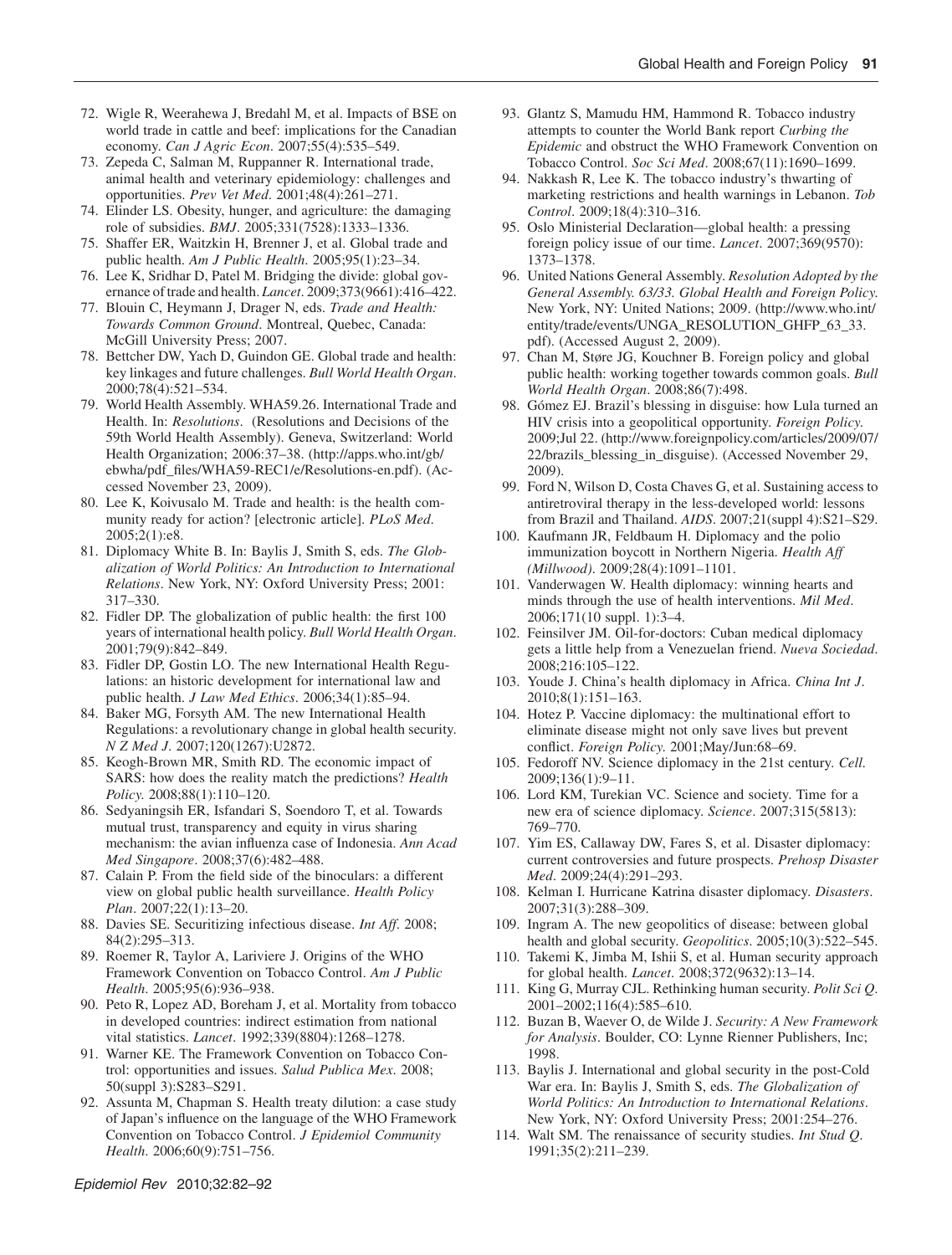72. Wigle R, Weerahewa J, Bredahl M, et al. Impacts of BSE on world trade in cattle and beef: implications for the Canadian economy. *Can J Agric Econ*. 2007;55(4):535–549.
73. Zepeda C, Salman M, Ruppanner R. International trade, animal health and veterinary epidemiology: challenges and opportunities. *Prev Vet Med*. 2001;48(4):261–271.
74. Elinder LS. Obesity, hunger, and agriculture: the damaging role of subsidies. *BMJ*. 2005;331(7528):1333–1336.
75. Shaffer ER, Waitzkin H, Brenner J, et al. Global trade and public health. *Am J Public Health*. 2005;95(1):23–34.
76. Lee K, Sridhar D, Patel M. Bridging the divide: global governance of trade and health. *Lancet*. 2009;373(9661):416–422.
77. Blouin C, Heymann J, Drager N, eds. *Trade and Health: Towards Common Ground*. Montreal, Quebec, Canada: McGill University Press; 2007.
78. Bettcher DW, Yach D, Guindon GE. Global trade and health: key linkages and future challenges. *Bull World Health Organ*. 2000;78(4):521–534.
79. World Health Assembly. WHA59.26. International Trade and Health. In: *Resolutions*. (Resolutions and Decisions of the 59th World Health Assembly). Geneva, Switzerland: World Health Organization; 2006:37–38. (http://apps.who.int/gb/ebwha/pdf_files/WHA59-REC1/e/Resolutions-en.pdf). (Accessed November 23, 2009).
80. Lee K, Koivusalo M. Trade and health: is the health community ready for action? [electronic article]. *PLoS Med*. 2005;2(1):e8.
81. Diplomacy White B. In: Baylis J, Smith S, eds. *The Globalization of World Politics: An Introduction to International Relations*. New York, NY: Oxford University Press; 2001: 317–330.
82. Fidler DP. The globalization of public health: the first 100 years of international health policy. *Bull World Health Organ*. 2001;79(9):842–849.
83. Fidler DP, Gostin LO. The new International Health Regulations: an historic development for international law and public health. *J Law Med Ethics*. 2006;34(1):85–94.
84. Baker MG, Forsyth AM. The new International Health Regulations: a revolutionary change in global health security. *N Z Med J*. 2007;120(1267):U2872.
85. Keogh-Brown MR, Smith RD. The economic impact of SARS: how does the reality match the predictions? *Health Policy*. 2008;88(1):110–120.
86. Sedyaningsih ER, Isfandari S, Soendoro T, et al. Towards mutual trust, transparency and equity in virus sharing mechanism: the avian influenza case of Indonesia. *Ann Acad Med Singapore*. 2008;37(6):482–488.
87. Calain P. From the field side of the binoculars: a different view on global public health surveillance. *Health Policy Plan*. 2007;22(1):13–20.
88. Davies SE. Securitizing infectious disease. *Int Aff*. 2008; 84(2):295–313.
89. Roemer R, Taylor A, Lariviere J. Origins of the WHO Framework Convention on Tobacco Control. *Am J Public Health*. 2005;95(6):936–938.
90. Peto R, Lopez AD, Boreham J, et al. Mortality from tobacco in developed countries: indirect estimation from national vital statistics. *Lancet*. 1992;339(8804):1268–1278.
91. Warner KE. The Framework Convention on Tobacco Control: opportunities and issues. *Salud Publica Mex*. 2008; 50(suppl 3):S283–S291.
92. Assunta M, Chapman S. Health treaty dilution: a case study of Japan's influence on the language of the WHO Framework Convention on Tobacco Control. *J Epidemiol Community Health*. 2006;60(9):751–756.
93. Glantz S, Mamudu HM, Hammond R. Tobacco industry attempts to counter the World Bank report *Curbing the Epidemic* and obstruct the WHO Framework Convention on Tobacco Control. *Soc Sci Med*. 2008;67(11):1690–1699.
94. Nakkash R, Lee K. The tobacco industry's thwarting of marketing restrictions and health warnings in Lebanon. *Tob Control*. 2009;18(4):310–316.
95. Oslo Ministerial Declaration—global health: a pressing foreign policy issue of our time. *Lancet*. 2007;369(9570): 1373–1378.
96. United Nations General Assembly. *Resolution Adopted by the General Assembly. 63/33. Global Health and Foreign Policy.* New York, NY: United Nations; 2009. (http://www.who.int/entity/trade/events/UNGA_RESOLUTION_GHFP_63_33.pdf). (Accessed August 2, 2009).
97. Chan M, Støre JG, Kouchner B. Foreign policy and global public health: working together towards common goals. *Bull World Health Organ*. 2008;86(7):498.
98. Gómez EJ. Brazil's blessing in disguise: how Lula turned an HIV crisis into a geopolitical opportunity. *Foreign Policy*. 2009;Jul 22. (http://www.foreignpolicy.com/articles/2009/07/22/brazils_blessing_in_disguise). (Accessed November 29, 2009).
99. Ford N, Wilson D, Costa Chaves G, et al. Sustaining access to antiretroviral therapy in the less-developed world: lessons from Brazil and Thailand. *AIDS*. 2007;21(suppl 4):S21–S29.
100. Kaufmann JR, Feldbaum H. Diplomacy and the polio immunization boycott in Northern Nigeria. *Health Aff (Millwood)*. 2009;28(4):1091–1101.
101. Vanderwagen W. Health diplomacy: winning hearts and minds through the use of health interventions. *Mil Med*. 2006;171(10 suppl. 1):3–4.
102. Feinsilver JM. Oil-for-doctors: Cuban medical diplomacy gets a little help from a Venezuelan friend. *Nueva Sociedad*. 2008;216:105–122.
103. Youde J. China's health diplomacy in Africa. *China Int J*. 2010;8(1):151–163.
104. Hotez P. Vaccine diplomacy: the multinational effort to eliminate disease might not only save lives but prevent conflict. *Foreign Policy*. 2001;May/Jun:68–69.
105. Fedoroff NV. Science diplomacy in the 21st century. *Cell*. 2009;136(1):9–11.
106. Lord KM, Turekian VC. Science and society. Time for a new era of science diplomacy. *Science*. 2007;315(5813): 769–770.
107. Yim ES, Callaway DW, Fares S, et al. Disaster diplomacy: current controversies and future prospects. *Prehosp Disaster Med*. 2009;24(4):291–293.
108. Kelman I. Hurricane Katrina disaster diplomacy. *Disasters*. 2007;31(3):288–309.
109. Ingram A. The new geopolitics of disease: between global health and global security. *Geopolitics*. 2005;10(3):522–545.
110. Takemi K, Jimba M, Ishii S, et al. Human security approach for global health. *Lancet*. 2008;372(9632):13–14.
111. King G, Murray CJL. Rethinking human security. *Polit Sci Q*. 2001–2002;116(4):585–610.
112. Buzan B, Waever O, de Wilde J. *Security: A New Framework for Analysis*. Boulder, CO: Lynne Rienner Publishers, Inc; 1998.
113. Baylis J. International and global security in the post-Cold War era. In: Baylis J, Smith S, eds. *The Globalization of World Politics: An Introduction to International Relations*. New York, NY: Oxford University Press; 2001:254–276.
114. Walt SM. The renaissance of security studies. *Int Stud Q*. 1991;35(2):211–239.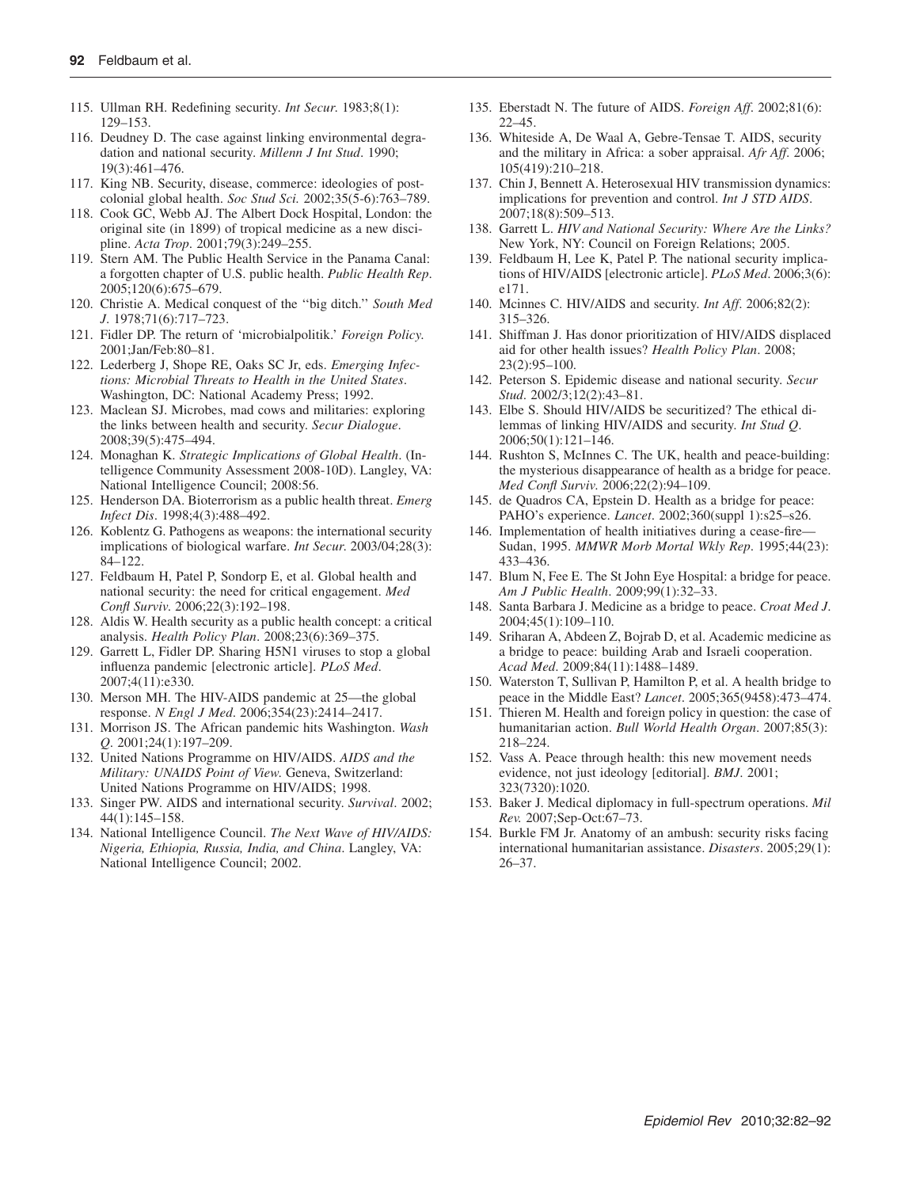115. Ullman RH. Redefining security. *Int Secur*. 1983;8(1): 129–153.
116. Deudney D. The case against linking environmental degradation and national security. *Millenn J Int Stud*. 1990; 19(3):461–476.
117. King NB. Security, disease, commerce: ideologies of post-colonial global health. *Soc Stud Sci*. 2002;35(5-6):763–789.
118. Cook GC, Webb AJ. The Albert Dock Hospital, London: the original site (in 1899) of tropical medicine as a new discipline. *Acta Trop*. 2001;79(3):249–255.
119. Stern AM. The Public Health Service in the Panama Canal: a forgotten chapter of U.S. public health. *Public Health Rep*. 2005;120(6):675–679.
120. Christie A. Medical conquest of the ''big ditch.'' *South Med J*. 1978;71(6):717–723.
121. Fidler DP. The return of 'microbialpolitik.' *Foreign Policy*. 2001;Jan/Feb:80–81.
122. Lederberg J, Shope RE, Oaks SC Jr, eds. *Emerging Infections: Microbial Threats to Health in the United States*. Washington, DC: National Academy Press; 1992.
123. Maclean SJ. Microbes, mad cows and militaries: exploring the links between health and security. *Secur Dialogue*. 2008;39(5):475–494.
124. Monaghan K. *Strategic Implications of Global Health*. (Intelligence Community Assessment 2008-10D). Langley, VA: National Intelligence Council; 2008:56.
125. Henderson DA. Bioterrorism as a public health threat. *Emerg Infect Dis*. 1998;4(3):488–492.
126. Koblentz G. Pathogens as weapons: the international security implications of biological warfare. *Int Secur*. 2003/04;28(3): 84–122.
127. Feldbaum H, Patel P, Sondorp E, et al. Global health and national security: the need for critical engagement. *Med Confl Surviv*. 2006;22(3):192–198.
128. Aldis W. Health security as a public health concept: a critical analysis. *Health Policy Plan*. 2008;23(6):369–375.
129. Garrett L, Fidler DP. Sharing H5N1 viruses to stop a global influenza pandemic [electronic article]. *PLoS Med*. 2007;4(11):e330.
130. Merson MH. The HIV-AIDS pandemic at 25—the global response. *N Engl J Med*. 2006;354(23):2414–2417.
131. Morrison JS. The African pandemic hits Washington. *Wash Q*. 2001;24(1):197–209.
132. United Nations Programme on HIV/AIDS. *AIDS and the Military: UNAIDS Point of View*. Geneva, Switzerland: United Nations Programme on HIV/AIDS; 1998.
133. Singer PW. AIDS and international security. *Survival*. 2002; 44(1):145–158.
134. National Intelligence Council. *The Next Wave of HIV/AIDS: Nigeria, Ethiopia, Russia, India, and China*. Langley, VA: National Intelligence Council; 2002.
135. Eberstadt N. The future of AIDS. *Foreign Aff*. 2002;81(6): 22–45.
136. Whiteside A, De Waal A, Gebre-Tensae T. AIDS, security and the military in Africa: a sober appraisal. *Afr Aff*. 2006; 105(419):210–218.
137. Chin J, Bennett A. Heterosexual HIV transmission dynamics: implications for prevention and control. *Int J STD AIDS*. 2007;18(8):509–513.
138. Garrett L. *HIV and National Security: Where Are the Links?* New York, NY: Council on Foreign Relations; 2005.
139. Feldbaum H, Lee K, Patel P. The national security implications of HIV/AIDS [electronic article]. *PLoS Med*. 2006;3(6): e171.
140. Mcinnes C. HIV/AIDS and security. *Int Aff*. 2006;82(2): 315–326.
141. Shiffman J. Has donor prioritization of HIV/AIDS displaced aid for other health issues? *Health Policy Plan*. 2008; 23(2):95–100.
142. Peterson S. Epidemic disease and national security. *Secur Stud*. 2002/3;12(2):43–81.
143. Elbe S. Should HIV/AIDS be securitized? The ethical dilemmas of linking HIV/AIDS and security. *Int Stud Q*. 2006;50(1):121–146.
144. Rushton S, McInnes C. The UK, health and peace-building: the mysterious disappearance of health as a bridge for peace. *Med Confl Surviv*. 2006;22(2):94–109.
145. de Quadros CA, Epstein D. Health as a bridge for peace: PAHO's experience. *Lancet*. 2002;360(suppl 1):s25–s26.
146. Implementation of health initiatives during a cease-fire—Sudan, 1995. *MMWR Morb Mortal Wkly Rep*. 1995;44(23): 433–436.
147. Blum N, Fee E. The St John Eye Hospital: a bridge for peace. *Am J Public Health*. 2009;99(1):32–33.
148. Santa Barbara J. Medicine as a bridge to peace. *Croat Med J*. 2004;45(1):109–110.
149. Sriharan A, Abdeen Z, Bojrab D, et al. Academic medicine as a bridge to peace: building Arab and Israeli cooperation. *Acad Med*. 2009;84(11):1488–1489.
150. Waterston T, Sullivan P, Hamilton P, et al. A health bridge to peace in the Middle East? *Lancet*. 2005;365(9458):473–474.
151. Thieren M. Health and foreign policy in question: the case of humanitarian action. *Bull World Health Organ*. 2007;85(3): 218–224.
152. Vass A. Peace through health: this new movement needs evidence, not just ideology [editorial]. *BMJ*. 2001; 323(7320):1020.
153. Baker J. Medical diplomacy in full-spectrum operations. *Mil Rev*. 2007;Sep-Oct:67–73.
154. Burkle FM Jr. Anatomy of an ambush: security risks facing international humanitarian assistance. *Disasters*. 2005;29(1): 26–37.